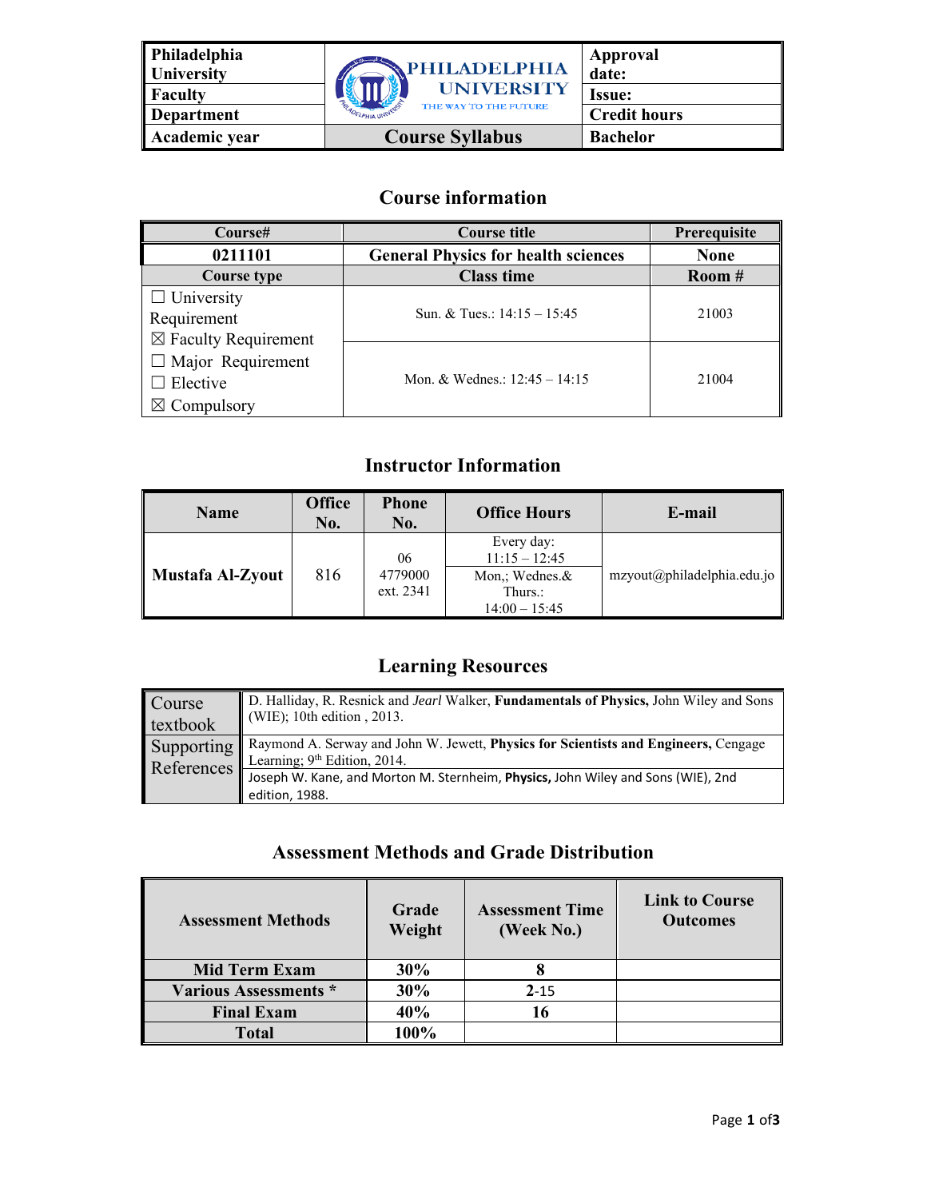| Philadelphia University | PHILADELPHIA UNIVERSITY THE WAY TO THE FUTURE | Approval date: |
|---|---|---|
| Faculty | | Issue: |
| Department | | Credit hours |
| Academic year | **Course Syllabus** | Bachelor |

## Course information

| Course# | Course title | Prerequisite |
|---|---|---|
| **0211101** | **General Physics for health sciences** | **None** |
| **Course type** | **Class time** | **Room #** |
| ☐ University Requirement ☒ Faculty Requirement ☐ Major Requirement ☐ Elective ☒ Compulsory | Sun. & Tues.: 14:15 – 15:45 | 21003 |
| | Mon. & Wednes.: 12:45 – 14:15 | 21004 |

## Instructor Information

| Name | Office No. | Phone No. | Office Hours | E-mail |
|---|---|---|---|---|
| **Mustafa Al-Zyout** | 816 | 06 4779000 ext. 2341 | Every day: 11:15 – 12:45<br>Mon,; Wednes.& Thurs.: 14:00 – 15:45 | mzyout@philadelphia.edu.jo |

## Learning Resources

| | |
|---|---|
| Course textbook | D. Halliday, R. Resnick and *Jearl* Walker, **Fundamentals of Physics,** John Wiley and Sons (WIE); 10th edition , 2013. |
| Supporting References | Raymond A. Serway and John W. Jewett, **Physics for Scientists and Engineers,** Cengage Learning; 9th Edition, 2014. |
| | Joseph W. Kane, and Morton M. Sternheim, **Physics,** John Wiley and Sons (WIE), 2nd edition, 1988. |

## Assessment Methods and Grade Distribution

| Assessment Methods | Grade Weight | Assessment Time (Week No.) | Link to Course Outcomes |
|---|---|---|---|
| **Mid Term Exam** | **30%** | **8** | |
| **Various Assessments \*** | **30%** | **2**-15 | |
| **Final Exam** | **40%** | **16** | |
| **Total** | **100%** | | |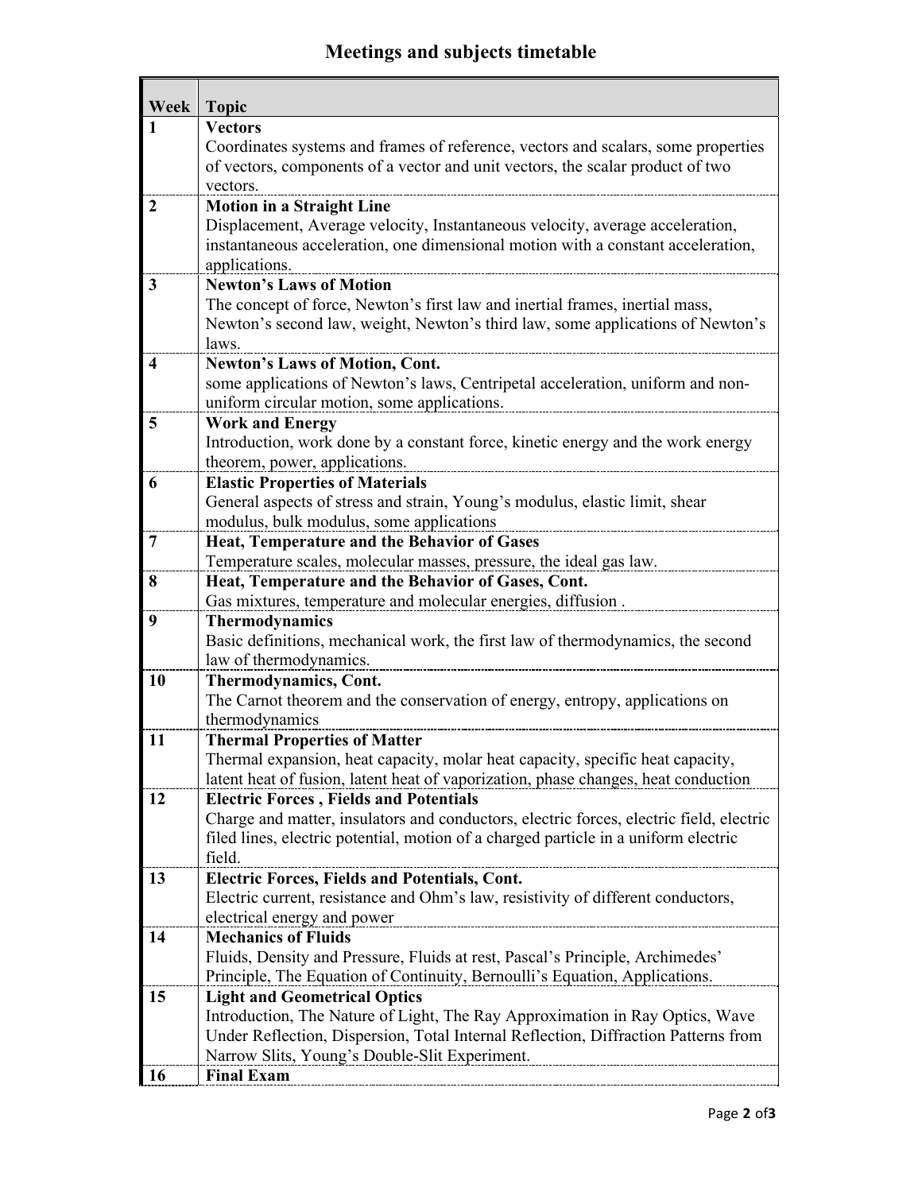# Meetings and subjects timetable

| Week | Topic |
|---|---|
| 1 | **Vectors**<br>Coordinates systems and frames of reference, vectors and scalars, some properties of vectors, components of a vector and unit vectors, the scalar product of two vectors. |
| 2 | **Motion in a Straight Line**<br>Displacement, Average velocity, Instantaneous velocity, average acceleration, instantaneous acceleration, one dimensional motion with a constant acceleration, applications. |
| 3 | **Newton's Laws of Motion**<br>The concept of force, Newton's first law and inertial frames, inertial mass, Newton's second law, weight, Newton's third law, some applications of Newton's laws. |
| 4 | **Newton's Laws of Motion, Cont.**<br>some applications of Newton's laws, Centripetal acceleration, uniform and non-uniform circular motion, some applications. |
| 5 | **Work and Energy**<br>Introduction, work done by a constant force, kinetic energy and the work energy theorem, power, applications. |
| 6 | **Elastic Properties of Materials**<br>General aspects of stress and strain, Young's modulus, elastic limit, shear modulus, bulk modulus, some applications |
| 7 | **Heat, Temperature and the Behavior of Gases**<br>Temperature scales, molecular masses, pressure, the ideal gas law. |
| 8 | **Heat, Temperature and the Behavior of Gases, Cont.**<br>Gas mixtures, temperature and molecular energies, diffusion . |
| 9 | **Thermodynamics**<br>Basic definitions, mechanical work, the first law of thermodynamics, the second law of thermodynamics. |
| 10 | **Thermodynamics, Cont.**<br>The Carnot theorem and the conservation of energy, entropy, applications on thermodynamics |
| 11 | **Thermal Properties of Matter**<br>Thermal expansion, heat capacity, molar heat capacity, specific heat capacity, latent heat of fusion, latent heat of vaporization, phase changes, heat conduction |
| 12 | **Electric Forces , Fields and Potentials**<br>Charge and matter, insulators and conductors, electric forces, electric field, electric filed lines, electric potential, motion of a charged particle in a uniform electric field. |
| 13 | **Electric Forces, Fields and Potentials, Cont.**<br>Electric current, resistance and Ohm's law, resistivity of different conductors, electrical energy and power |
| 14 | **Mechanics of Fluids**<br>Fluids, Density and Pressure, Fluids at rest, Pascal's Principle, Archimedes' Principle, The Equation of Continuity, Bernoulli's Equation, Applications. |
| 15 | **Light and Geometrical Optics**<br>Introduction, The Nature of Light, The Ray Approximation in Ray Optics, Wave Under Reflection, Dispersion, Total Internal Reflection, Diffraction Patterns from Narrow Slits, Young's Double-Slit Experiment. |
| 16 | **Final Exam** |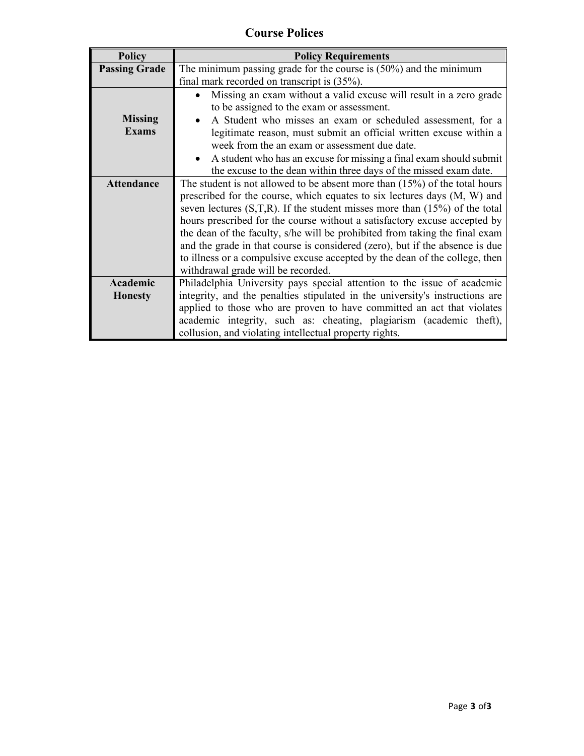## Course Polices

| Policy | Policy Requirements |
| --- | --- |
| **Passing Grade** | The minimum passing grade for the course is (50%) and the minimum final mark recorded on transcript is (35%). |
| **Missing Exams** | • Missing an exam without a valid excuse will result in a zero grade to be assigned to the exam or assessment. <br> • A Student who misses an exam or scheduled assessment, for a legitimate reason, must submit an official written excuse within a week from the an exam or assessment due date. <br> • A student who has an excuse for missing a final exam should submit the excuse to the dean within three days of the missed exam date. |
| **Attendance** | The student is not allowed to be absent more than (15%) of the total hours prescribed for the course, which equates to six lectures days (M, W) and seven lectures (S,T,R). If the student misses more than (15%) of the total hours prescribed for the course without a satisfactory excuse accepted by the dean of the faculty, s/he will be prohibited from taking the final exam and the grade in that course is considered (zero), but if the absence is due to illness or a compulsive excuse accepted by the dean of the college, then withdrawal grade will be recorded. |
| **Academic Honesty** | Philadelphia University pays special attention to the issue of academic integrity, and the penalties stipulated in the university's instructions are applied to those who are proven to have committed an act that violates academic integrity, such as: cheating, plagiarism (academic theft), collusion, and violating intellectual property rights. |